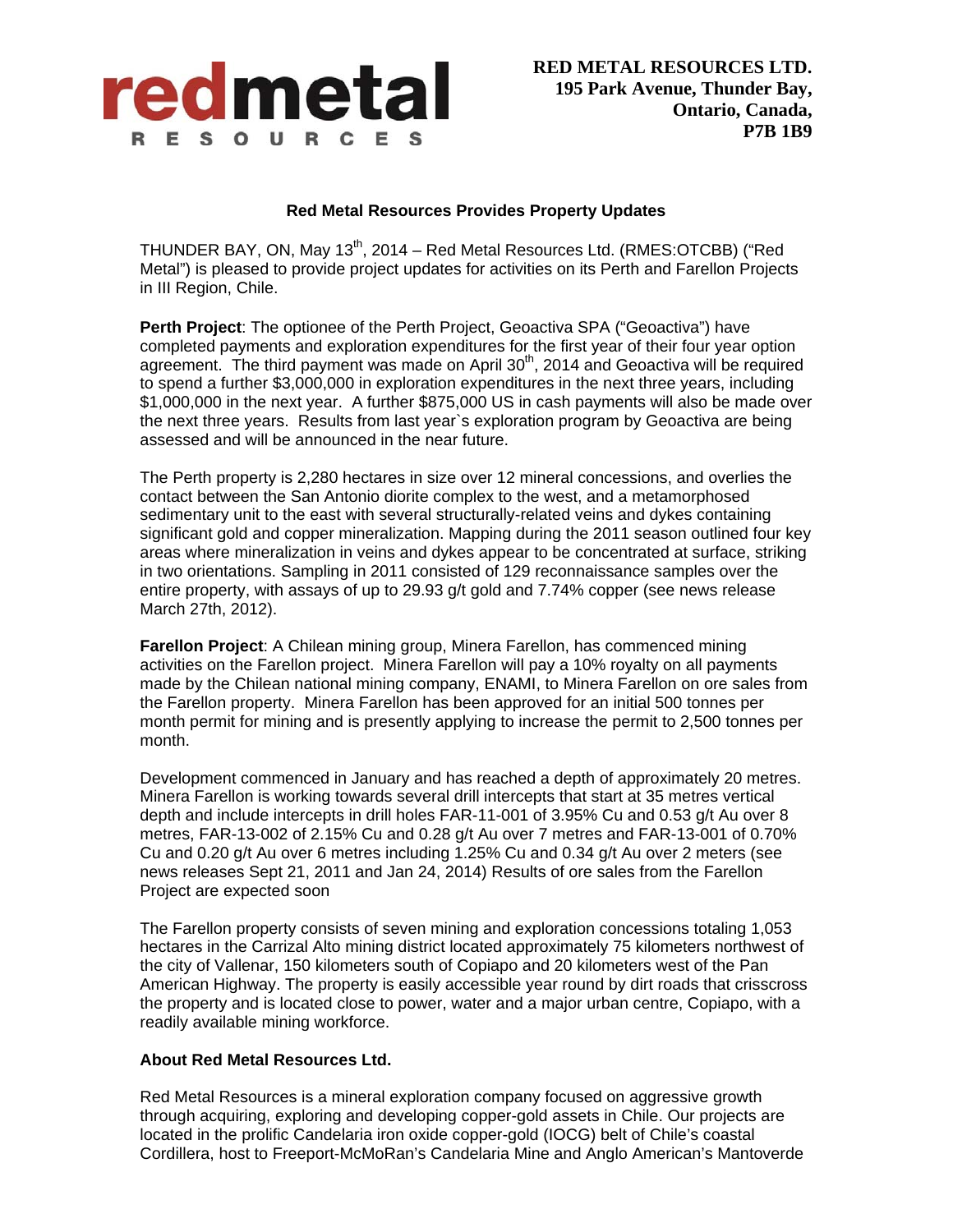**RED METAL RESOURCES LTD.**
**195 Park Avenue, Thunder Bay,**
**Ontario, Canada,**
**P7B 1B9**

## Red Metal Resources Provides Property Updates

THUNDER BAY, ON, May 13th, 2014 – Red Metal Resources Ltd. (RMES:OTCBB) ("Red Metal") is pleased to provide project updates for activities on its Perth and Farellon Projects in III Region, Chile.

**Perth Project**: The optionee of the Perth Project, Geoactiva SPA ("Geoactiva") have completed payments and exploration expenditures for the first year of their four year option agreement. The third payment was made on April 30th, 2014 and Geoactiva will be required to spend a further $3,000,000 in exploration expenditures in the next three years, including $1,000,000 in the next year. A further $875,000 US in cash payments will also be made over the next three years. Results from last year`s exploration program by Geoactiva are being assessed and will be announced in the near future.

The Perth property is 2,280 hectares in size over 12 mineral concessions, and overlies the contact between the San Antonio diorite complex to the west, and a metamorphosed sedimentary unit to the east with several structurally-related veins and dykes containing significant gold and copper mineralization. Mapping during the 2011 season outlined four key areas where mineralization in veins and dykes appear to be concentrated at surface, striking in two orientations. Sampling in 2011 consisted of 129 reconnaissance samples over the entire property, with assays of up to 29.93 g/t gold and 7.74% copper (see news release March 27th, 2012).

**Farellon Project**: A Chilean mining group, Minera Farellon, has commenced mining activities on the Farellon project. Minera Farellon will pay a 10% royalty on all payments made by the Chilean national mining company, ENAMI, to Minera Farellon on ore sales from the Farellon property. Minera Farellon has been approved for an initial 500 tonnes per month permit for mining and is presently applying to increase the permit to 2,500 tonnes per month.

Development commenced in January and has reached a depth of approximately 20 metres. Minera Farellon is working towards several drill intercepts that start at 35 metres vertical depth and include intercepts in drill holes FAR-11-001 of 3.95% Cu and 0.53 g/t Au over 8 metres, FAR-13-002 of 2.15% Cu and 0.28 g/t Au over 7 metres and FAR-13-001 of 0.70% Cu and 0.20 g/t Au over 6 metres including 1.25% Cu and 0.34 g/t Au over 2 meters (see news releases Sept 21, 2011 and Jan 24, 2014) Results of ore sales from the Farellon Project are expected soon

The Farellon property consists of seven mining and exploration concessions totaling 1,053 hectares in the Carrizal Alto mining district located approximately 75 kilometers northwest of the city of Vallenar, 150 kilometers south of Copiapo and 20 kilometers west of the Pan American Highway. The property is easily accessible year round by dirt roads that crisscross the property and is located close to power, water and a major urban centre, Copiapo, with a readily available mining workforce.

### About Red Metal Resources Ltd.

Red Metal Resources is a mineral exploration company focused on aggressive growth through acquiring, exploring and developing copper-gold assets in Chile. Our projects are located in the prolific Candelaria iron oxide copper-gold (IOCG) belt of Chile's coastal Cordillera, host to Freeport-McMoRan's Candelaria Mine and Anglo American's Mantoverde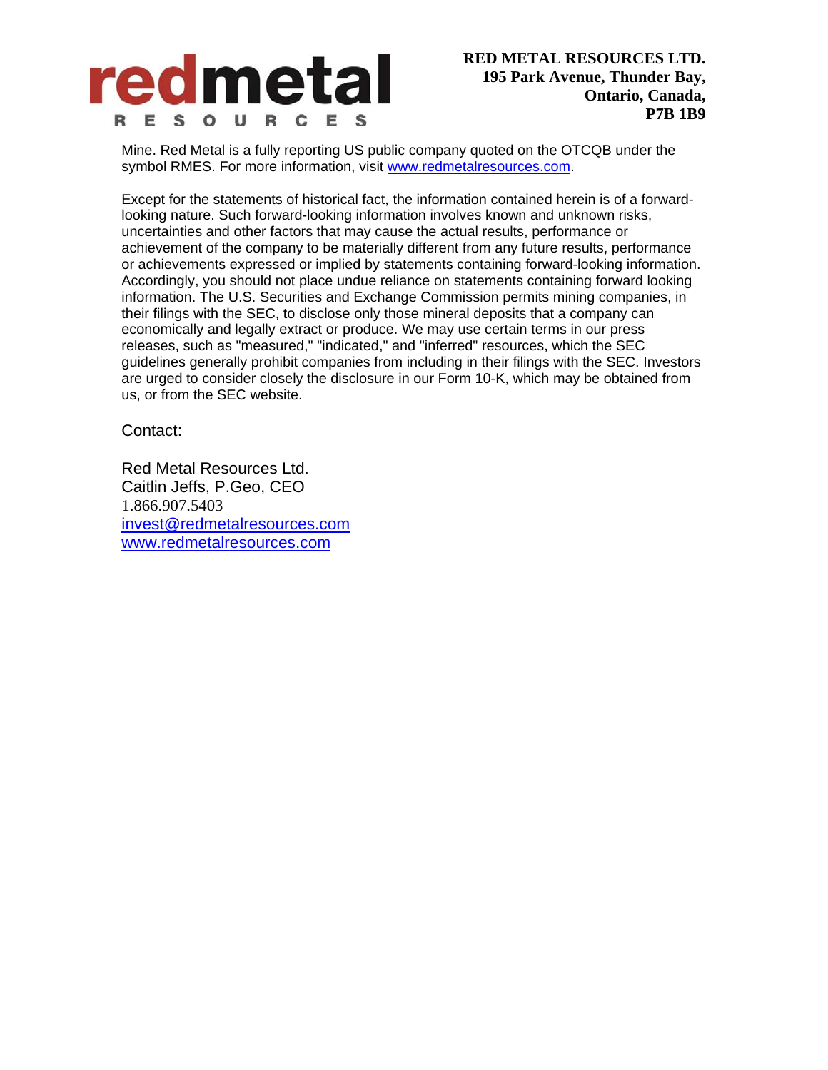Mine. Red Metal is a fully reporting US public company quoted on the OTCQB under the symbol RMES. For more information, visit www.redmetalresources.com.

Except for the statements of historical fact, the information contained herein is of a forward-looking nature. Such forward-looking information involves known and unknown risks, uncertainties and other factors that may cause the actual results, performance or achievement of the company to be materially different from any future results, performance or achievements expressed or implied by statements containing forward-looking information. Accordingly, you should not place undue reliance on statements containing forward looking information. The U.S. Securities and Exchange Commission permits mining companies, in their filings with the SEC, to disclose only those mineral deposits that a company can economically and legally extract or produce. We may use certain terms in our press releases, such as "measured," "indicated," and "inferred" resources, which the SEC guidelines generally prohibit companies from including in their filings with the SEC. Investors are urged to consider closely the disclosure in our Form 10-K, which may be obtained from us, or from the SEC website.

Contact:

Red Metal Resources Ltd.
Caitlin Jeffs, P.Geo, CEO
1.866.907.5403
invest@redmetalresources.com
www.redmetalresources.com